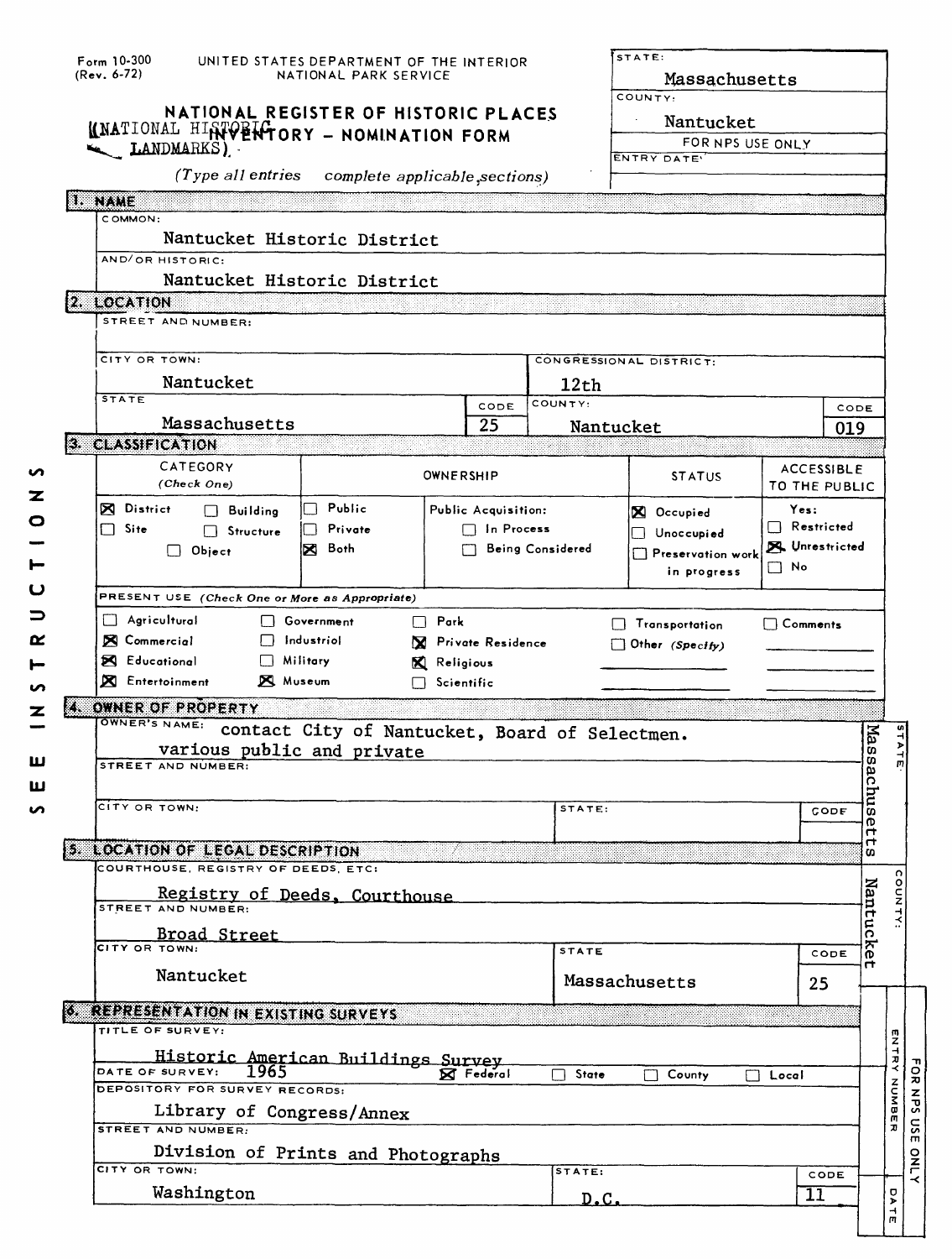Form 10-300 (Rev. 6-72)

UNITED STATES DEPARTMENT OF THE INTERIOR
NATIONAL PARK SERVICE

# NATIONAL REGISTER OF HISTORIC PLACES INVENTORY – NOMINATION FORM

(NATIONAL HISTORIC LANDMARKS)

*(Type all entries complete applicable sections)*

| STATE: | Massachusetts |
|---|---|
| COUNTY: | Nantucket |
| FOR NPS USE ONLY | |
| ENTRY DATE: | |

SEE INSTRUCTIONS

## 1. NAME

COMMON:
Nantucket Historic District

AND/OR HISTORIC:
Nantucket Historic District

## 2. LOCATION

STREET AND NUMBER:

| CITY OR TOWN: | CONGRESSIONAL DISTRICT: | | |
|---|---|---|---|
| Nantucket | 12th | | |
| STATE | CODE | COUNTY: | CODE |
| Massachusetts | 25 | Nantucket | 019 |

## 3. CLASSIFICATION

| CATEGORY (Check One) | OWNERSHIP | | STATUS | ACCESSIBLE TO THE PUBLIC |
|---|---|---|---|---|
| [X] District [ ] Building [ ] Site [ ] Structure [ ] Object | [ ] Public [ ] Private [X] Both | Public Acquisition: [ ] In Process [ ] Being Considered | [X] Occupied [ ] Unoccupied [ ] Preservation work in progress | Yes: [ ] Restricted [X] Unrestricted [ ] No |

PRESENT USE *(Check One or More as Appropriate)*

| | | | | |
|---|---|---|---|---|
| [ ] Agricultural | [ ] Government | [ ] Park | [ ] Transportation | [ ] Comments |
| [X] Commercial | [ ] Industrial | [X] Private Residence | [ ] Other (Specify) | |
| [X] Educational | [ ] Military | [X] Religious | | |
| [X] Entertainment | [X] Museum | [ ] Scientific | | |

## 4. OWNER OF PROPERTY

OWNER'S NAME: contact City of Nantucket, Board of Selectmen.
various public and private

STREET AND NUMBER:

CITY OR TOWN: STATE: CODE

STATE: Massachusetts

## 5. LOCATION OF LEGAL DESCRIPTION

COURTHOUSE, REGISTRY OF DEEDS, ETC:
Registry of Deeds, Courthouse

STREET AND NUMBER:
Broad Street

| CITY OR TOWN: | STATE | CODE |
|---|---|---|
| Nantucket | Massachusetts | 25 |

COUNTY: Nantucket

## 6. REPRESENTATION IN EXISTING SURVEYS

TITLE OF SURVEY:
Historic American Buildings Survey

DATE OF SURVEY: 1965 [X] Federal [ ] State [ ] County [ ] Local

DEPOSITORY FOR SURVEY RECORDS:
Library of Congress/Annex

STREET AND NUMBER:
Division of Prints and Photographs

| CITY OR TOWN: | STATE: | CODE |
|---|---|---|
| Washington | D.C. | 11 |

FOR NPS USE ONLY — ENTRY NUMBER — DATE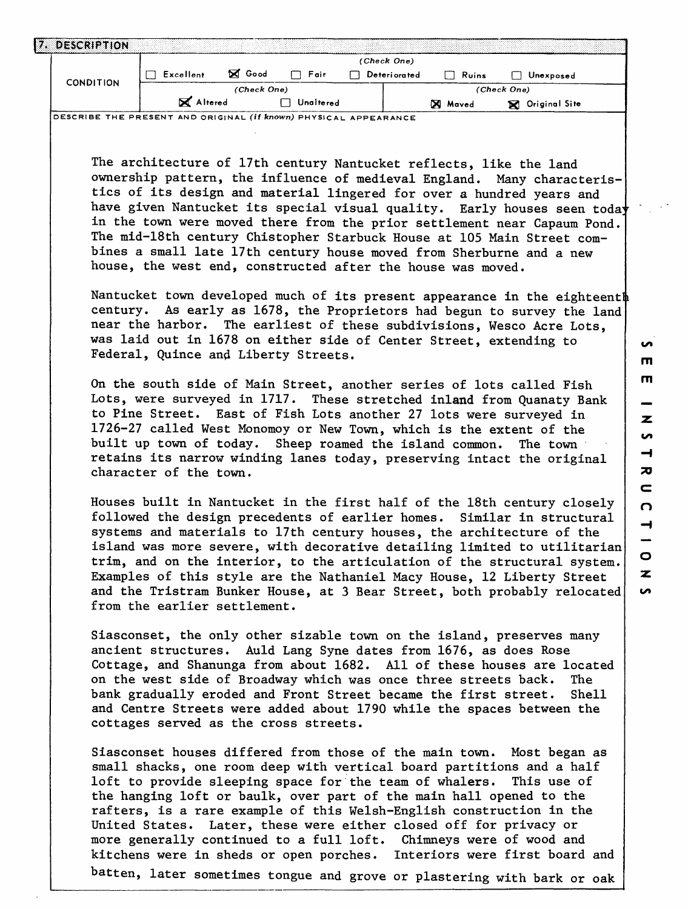## 7. DESCRIPTION

| CONDITION | (Check One) | | | | | |
|---|---|---|---|---|---|---|
| | ☐ Excellent | ☒ Good | ☐ Fair | ☐ Deteriorated | ☐ Ruins | ☐ Unexposed |
| | (Check One) | | | (Check One) | | |
| | ☒ Altered | ☐ Unaltered | | ☒ Moved | ☒ Original Site | |

DESCRIBE THE PRESENT AND ORIGINAL *(if known)* PHYSICAL APPEARANCE

The architecture of 17th century Nantucket reflects, like the land ownership pattern, the influence of medieval England. Many characteristics of its design and material lingered for over a hundred years and have given Nantucket its special visual quality. Early houses seen today in the town were moved there from the prior settlement near Capaum Pond. The mid-18th century Chistopher Starbuck House at 105 Main Street combines a small late 17th century house moved from Sherburne and a new house, the west end, constructed after the house was moved.

Nantucket town developed much of its present appearance in the eighteenth century. As early as 1678, the Proprietors had begun to survey the land near the harbor. The earliest of these subdivisions, Wesco Acre Lots, was laid out in 1678 on either side of Center Street, extending to Federal, Quince and Liberty Streets.

On the south side of Main Street, another series of lots called Fish Lots, were surveyed in 1717. These stretched inland from Quanaty Bank to Pine Street. East of Fish Lots another 27 lots were surveyed in 1726-27 called West Monomoy or New Town, which is the extent of the built up town of today. Sheep roamed the island common. The town retains its narrow winding lanes today, preserving intact the original character of the town.

Houses built in Nantucket in the first half of the 18th century closely followed the design precedents of earlier homes. Similar in structural systems and materials to 17th century houses, the architecture of the island was more severe, with decorative detailing limited to utilitarian trim, and on the interior, to the articulation of the structural system. Examples of this style are the Nathaniel Macy House, 12 Liberty Street and the Tristram Bunker House, at 3 Bear Street, both probably relocated from the earlier settlement.

Siasconset, the only other sizable town on the island, preserves many ancient structures. Auld Lang Syne dates from 1676, as does Rose Cottage, and Shanunga from about 1682. All of these houses are located on the west side of Broadway which was once three streets back. The bank gradually eroded and Front Street became the first street. Shell and Centre Streets were added about 1790 while the spaces between the cottages served as the cross streets.

Siasconset houses differed from those of the main town. Most began as small shacks, one room deep with vertical board partitions and a half loft to provide sleeping space for the team of whalers. This use of the hanging loft or baulk, over part of the main hall opened to the rafters, is a rare example of this Welsh-English construction in the United States. Later, these were either closed off for privacy or more generally continued to a full loft. Chimneys were of wood and kitchens were in sheds or open porches. Interiors were first board and batten, later sometimes tongue and grove or plastering with bark or oak

SEE INSTRUCTIONS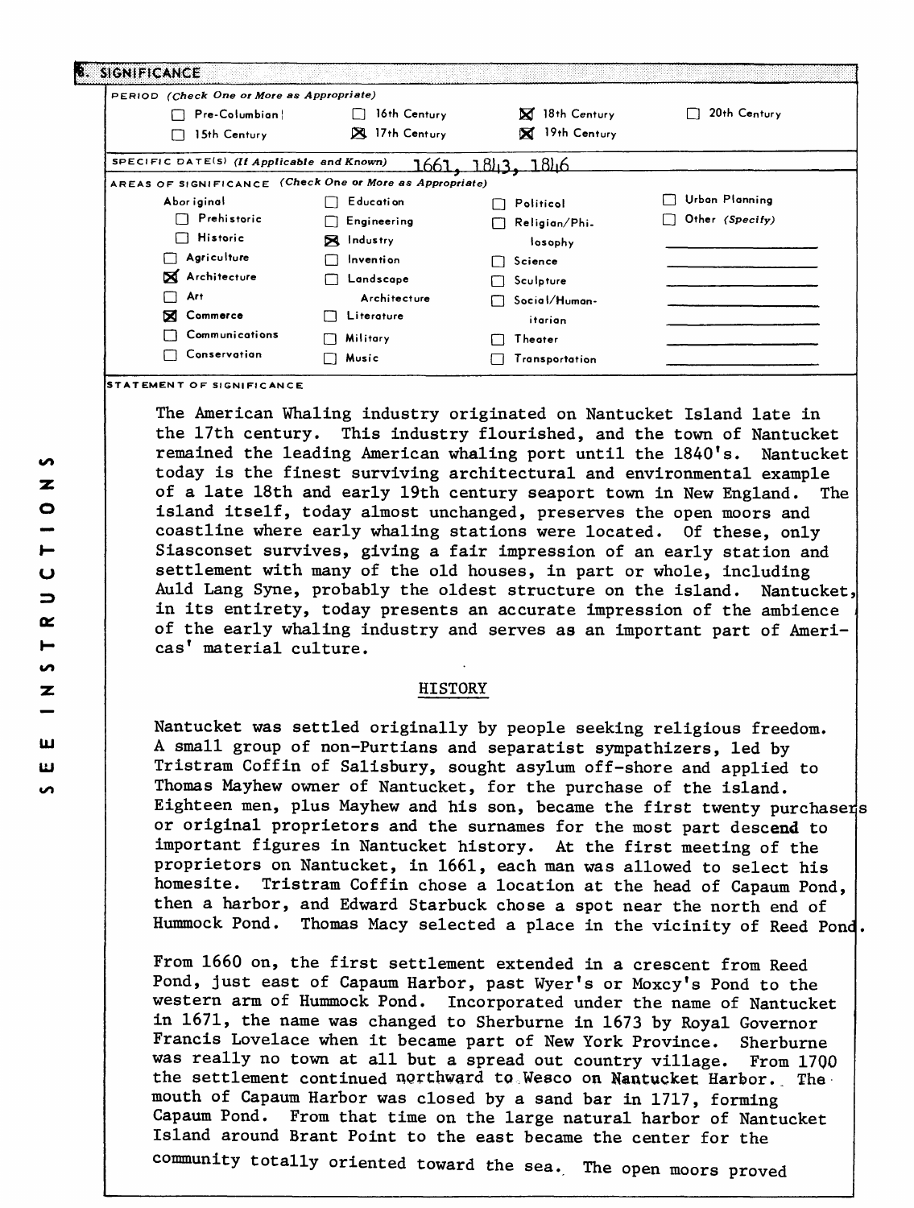## 8. SIGNIFICANCE

PERIOD (*Check One or More as Appropriate*)

- [ ] Pre-Columbian
- [ ] 15th Century
- [ ] 16th Century
- [x] 17th Century
- [x] 18th Century
- [x] 19th Century
- [ ] 20th Century

SPECIFIC DATE(S) (*If Applicable and Known*) 1661, 1843, 1846

AREAS OF SIGNIFICANCE (*Check One or More as Appropriate*)

- Aboriginal
  - [ ] Prehistoric
  - [ ] Historic
- [ ] Agriculture
- [x] Architecture
- [ ] Art
- [x] Commerce
- [ ] Communications
- [ ] Conservation
- [ ] Education
- [ ] Engineering
- [x] Industry
- [ ] Invention
- [ ] Landscape Architecture
- [ ] Literature
- [ ] Military
- [ ] Music
- [ ] Political
- [ ] Religion/Philosophy
- [ ] Science
- [ ] Sculpture
- [ ] Social/Humanitarian
- [ ] Theater
- [ ] Transportation
- [ ] Urban Planning
- [ ] Other (*Specify*)

STATEMENT OF SIGNIFICANCE

The American Whaling industry originated on Nantucket Island late in the 17th century. This industry flourished, and the town of Nantucket remained the leading American whaling port until the 1840's. Nantucket today is the finest surviving architectural and environmental example of a late 18th and early 19th century seaport town in New England. The island itself, today almost unchanged, preserves the open moors and coastline where early whaling stations were located. Of these, only Siasconset survives, giving a fair impression of an early station and settlement with many of the old houses, in part or whole, including Auld Lang Syne, probably the oldest structure on the island. Nantucket, in its entirety, today presents an accurate impression of the ambience of the early whaling industry and serves as an important part of Americas' material culture.

### HISTORY

Nantucket was settled originally by people seeking religious freedom. A small group of non-Purtians and separatist sympathizers, led by Tristram Coffin of Salisbury, sought asylum off-shore and applied to Thomas Mayhew owner of Nantucket, for the purchase of the island. Eighteen men, plus Mayhew and his son, became the first twenty purchasers or original proprietors and the surnames for the most part descend to important figures in Nantucket history. At the first meeting of the proprietors on Nantucket, in 1661, each man was allowed to select his homesite. Tristram Coffin chose a location at the head of Capaum Pond, then a harbor, and Edward Starbuck chose a spot near the north end of Hummock Pond. Thomas Macy selected a place in the vicinity of Reed Pond.

From 1660 on, the first settlement extended in a crescent from Reed Pond, just east of Capaum Harbor, past Wyer's or Moxcy's Pond to the western arm of Hummock Pond. Incorporated under the name of Nantucket in 1671, the name was changed to Sherburne in 1673 by Royal Governor Francis Lovelace when it became part of New York Province. Sherburne was really no town at all but a spread out country village. From 1700 the settlement continued northward to Wesco on Nantucket Harbor. The mouth of Capaum Harbor was closed by a sand bar in 1717, forming Capaum Pond. From that time on the large natural harbor of Nantucket Island around Brant Point to the east became the center for the community totally oriented toward the sea. The open moors proved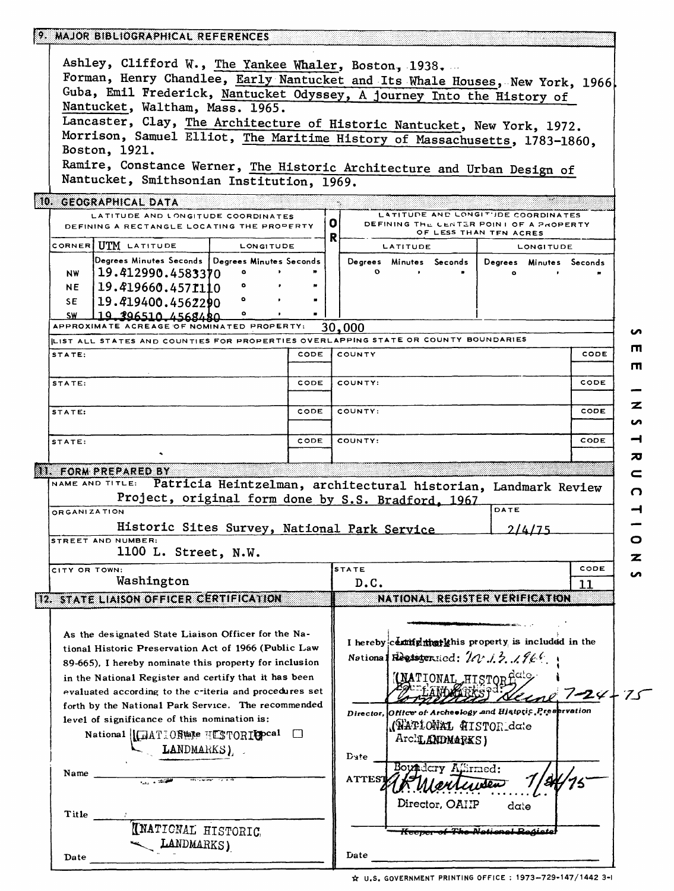## 9. MAJOR BIBLIOGRAPHICAL REFERENCES

Ashley, Clifford W., The Yankee Whaler, Boston, 1938.

Forman, Henry Chandlee, Early Nantucket and Its Whale Houses, New York, 1966.

Guba, Emil Frederick, Nantucket Odyssey, A Journey Into the History of Nantucket, Waltham, Mass. 1965.

Lancaster, Clay, The Architecture of Historic Nantucket, New York, 1972.

Morrison, Samuel Elliot, The Maritime History of Massachusetts, 1783-1860, Boston, 1921.

Ramire, Constance Werner, The Historic Architecture and Urban Design of Nantucket, Smithsonian Institution, 1969.

## 10. GEOGRAPHICAL DATA

| LATITUDE AND LONGITUDE COORDINATES DEFINING A RECTANGLE LOCATING THE PROPERTY | | | OR | LATITUDE AND LONGITUDE COORDINATES DEFINING THE CENTER POINT OF A PROPERTY OF LESS THAN TEN ACRES | |
|---|---|---|---|---|---|
| CORNER | UTM LATITUDE | LONGITUDE | | LATITUDE | LONGITUDE |
| | Degrees Minutes Seconds | Degrees Minutes Seconds | | Degrees Minutes Seconds | Degrees Minutes Seconds |
| NW | 19.412990.4583370 | ° ' " | | ° ' " | ° ' " |
| NE | 19.419660.4571110 | ° ' " | | | |
| SE | 19.419400.4562290 | ° ' " | | | |
| SW | 19.396510.4568480 | ° ' " | | | |

APPROXIMATE ACREAGE OF NOMINATED PROPERTY: 30,000

LIST ALL STATES AND COUNTIES FOR PROPERTIES OVERLAPPING STATE OR COUNTY BOUNDARIES

| STATE: | CODE | COUNTY | CODE |
|---|---|---|---|
| STATE: | CODE | COUNTY: | CODE |
| STATE: | CODE | COUNTY: | CODE |
| STATE: | CODE | COUNTY: | CODE |

SEE INSTRUCTIONS

## 11. FORM PREPARED BY

NAME AND TITLE: Patricia Heintzelman, architectural historian, Landmark Review Project, original form done by S.S. Bradford, 1967

ORGANIZATION: Historic Sites Survey, National Park Service

DATE: 2/4/75

STREET AND NUMBER: 1100 L. Street, N.W.

CITY OR TOWN: Washington

STATE: D.C.

CODE: 11

## 12. STATE LIAISON OFFICER CERTIFICATION

As the designated State Liaison Officer for the National Historic Preservation Act of 1966 (Public Law 89-665), I hereby nominate this property for inclusion in the National Register and certify that it has been evaluated according to the criteria and procedures set forth by the National Park Service. The recommended level of significance of this nomination is:

National ☐ State ☐ Local ☐ (NATIONAL HISTORIC LANDMARKS)

Name

Title (NATIONAL HISTORIC LANDMARKS)

Date

## NATIONAL REGISTER VERIFICATION

I hereby certify that this property is included in the National Register.

Landmark Designated: 11.13.1966 (NATIONAL HISTORIC LANDMARKS)

Boundary Certified: [signature] 7-24-75

Director, Office of Archeology and Historic Preservation (NATIONAL HISTORIC LANDMARKS)

Date

Boundary Affirmed:

ATTEST: [signature] 7/24/75

Director, OAHP date

~~Keeper of The National Register~~

Date

☆ U.S. GOVERNMENT PRINTING OFFICE : 1973-729-147/1442 3-I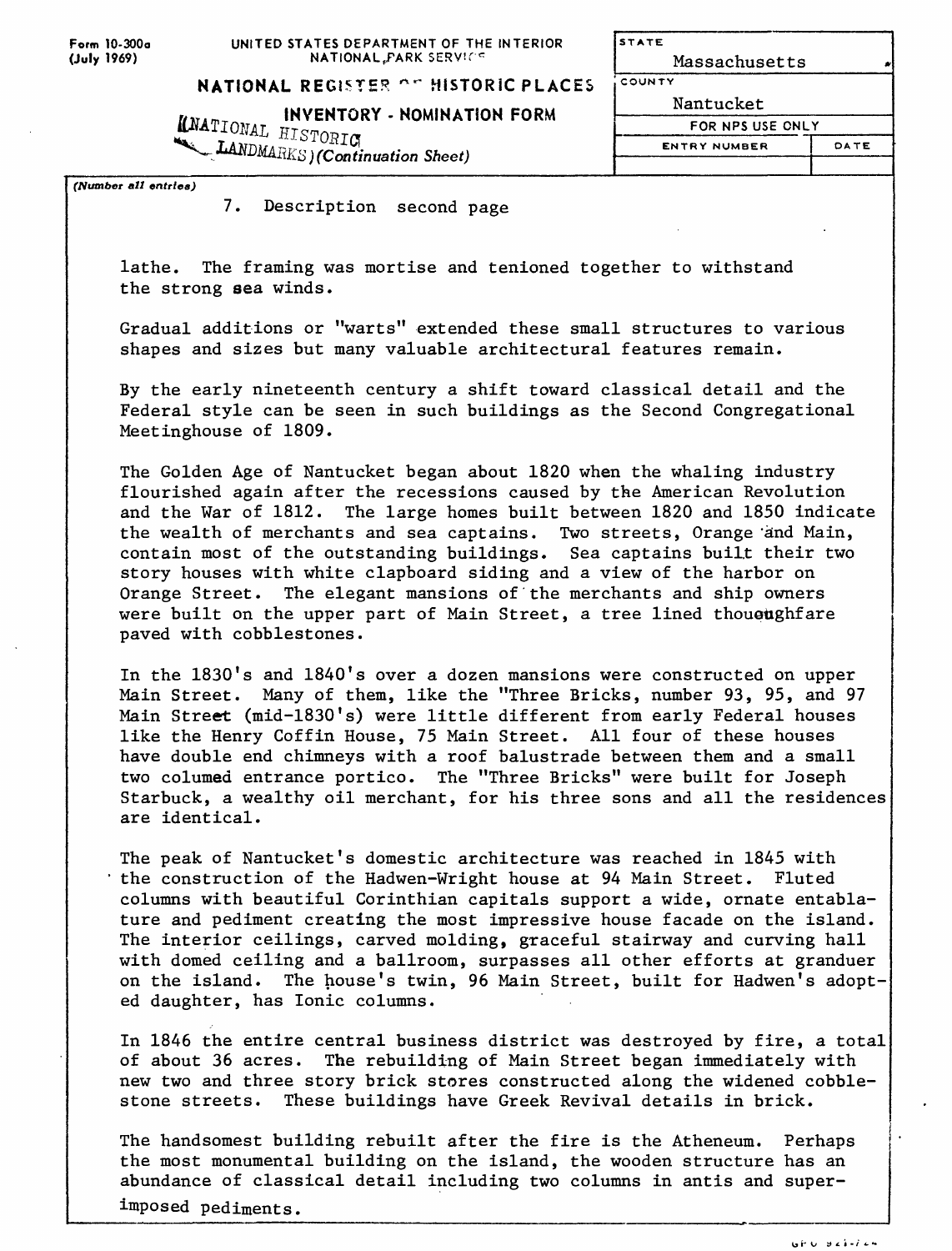Form 10-300a
(July 1969)

UNITED STATES DEPARTMENT OF THE INTERIOR
NATIONAL PARK SERVICE

NATIONAL REGISTER OF HISTORIC PLACES
INVENTORY - NOMINATION FORM
(NATIONAL HISTORIC LANDMARKS) (Continuation Sheet)

| STATE | |
|---|---|
| Massachusetts | |
| COUNTY | |
| Nantucket | |
| FOR NPS USE ONLY | |
| ENTRY NUMBER | DATE |
| | |

(Number all entries)

7. Description second page

lathe. The framing was mortise and tenioned together to withstand the strong sea winds.

Gradual additions or "warts" extended these small structures to various shapes and sizes but many valuable architectural features remain.

By the early nineteenth century a shift toward classical detail and the Federal style can be seen in such buildings as the Second Congregational Meetinghouse of 1809.

The Golden Age of Nantucket began about 1820 when the whaling industry flourished again after the recessions caused by the American Revolution and the War of 1812. The large homes built between 1820 and 1850 indicate the wealth of merchants and sea captains. Two streets, Orange and Main, contain most of the outstanding buildings. Sea captains built their two story houses with white clapboard siding and a view of the harbor on Orange Street. The elegant mansions of the merchants and ship owners were built on the upper part of Main Street, a tree lined thoroughfare paved with cobblestones.

In the 1830's and 1840's over a dozen mansions were constructed on upper Main Street. Many of them, like the "Three Bricks, number 93, 95, and 97 Main Street (mid-1830's) were little different from early Federal houses like the Henry Coffin House, 75 Main Street. All four of these houses have double end chimneys with a roof balustrade between them and a small two columed entrance portico. The "Three Bricks" were built for Joseph Starbuck, a wealthy oil merchant, for his three sons and all the residences are identical.

The peak of Nantucket's domestic architecture was reached in 1845 with the construction of the Hadwen-Wright house at 94 Main Street. Fluted columns with beautiful Corinthian capitals support a wide, ornate entablature and pediment creating the most impressive house facade on the island. The interior ceilings, carved molding, graceful stairway and curving hall with domed ceiling and a ballroom, surpasses all other efforts at granduer on the island. The house's twin, 96 Main Street, built for Hadwen's adopted daughter, has Ionic columns.

In 1846 the entire central business district was destroyed by fire, a total of about 36 acres. The rebuilding of Main Street began immediately with new two and three story brick stores constructed along the widened cobblestone streets. These buildings have Greek Revival details in brick.

The handsomest building rebuilt after the fire is the Atheneum. Perhaps the most monumental building on the island, the wooden structure has an abundance of classical detail including two columns in antis and superimposed pediments.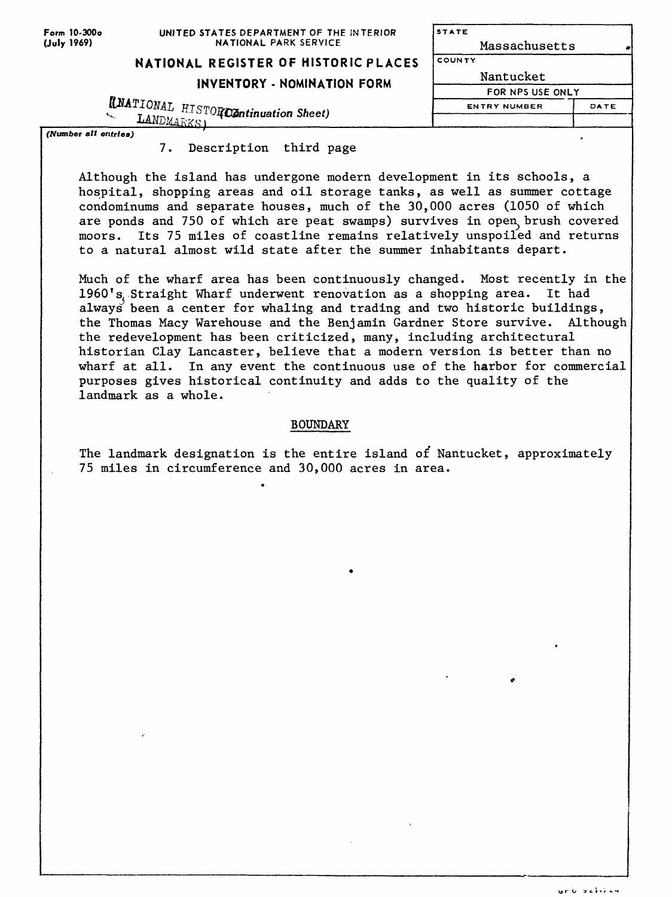Form 10-300a
(July 1969)

UNITED STATES DEPARTMENT OF THE INTERIOR
NATIONAL PARK SERVICE

**NATIONAL REGISTER OF HISTORIC PLACES**

**INVENTORY - NOMINATION FORM**

(NATIONAL HISTORIC LANDMARKS)
*(Continuation Sheet)*

| STATE | |
|---|---|
| Massachusetts | |
| COUNTY | |
| Nantucket | |
| FOR NPS USE ONLY | |
| ENTRY NUMBER | DATE |
| | |

*(Number all entries)*

7. Description third page

Although the island has undergone modern development in its schools, a hospital, shopping areas and oil storage tanks, as well as summer cottage condominums and separate houses, much of the 30,000 acres (1050 of which are ponds and 750 of which are peat swamps) survives in open, brush covered moors. Its 75 miles of coastline remains relatively unspoiled and returns to a natural almost wild state after the summer inhabitants depart.

Much of the wharf area has been continuously changed. Most recently in the 1960's, Straight Wharf underwent renovation as a shopping area. It had always been a center for whaling and trading and two historic buildings, the Thomas Macy Warehouse and the Benjamin Gardner Store survive. Although the redevelopment has been criticized, many, including architectural historian Clay Lancaster, believe that a modern version is better than no wharf at all. In any event the continuous use of the harbor for commercial purposes gives historical continuity and adds to the quality of the landmark as a whole.

BOUNDARY

The landmark designation is the entire island of Nantucket, approximately 75 miles in circumference and 30,000 acres in area.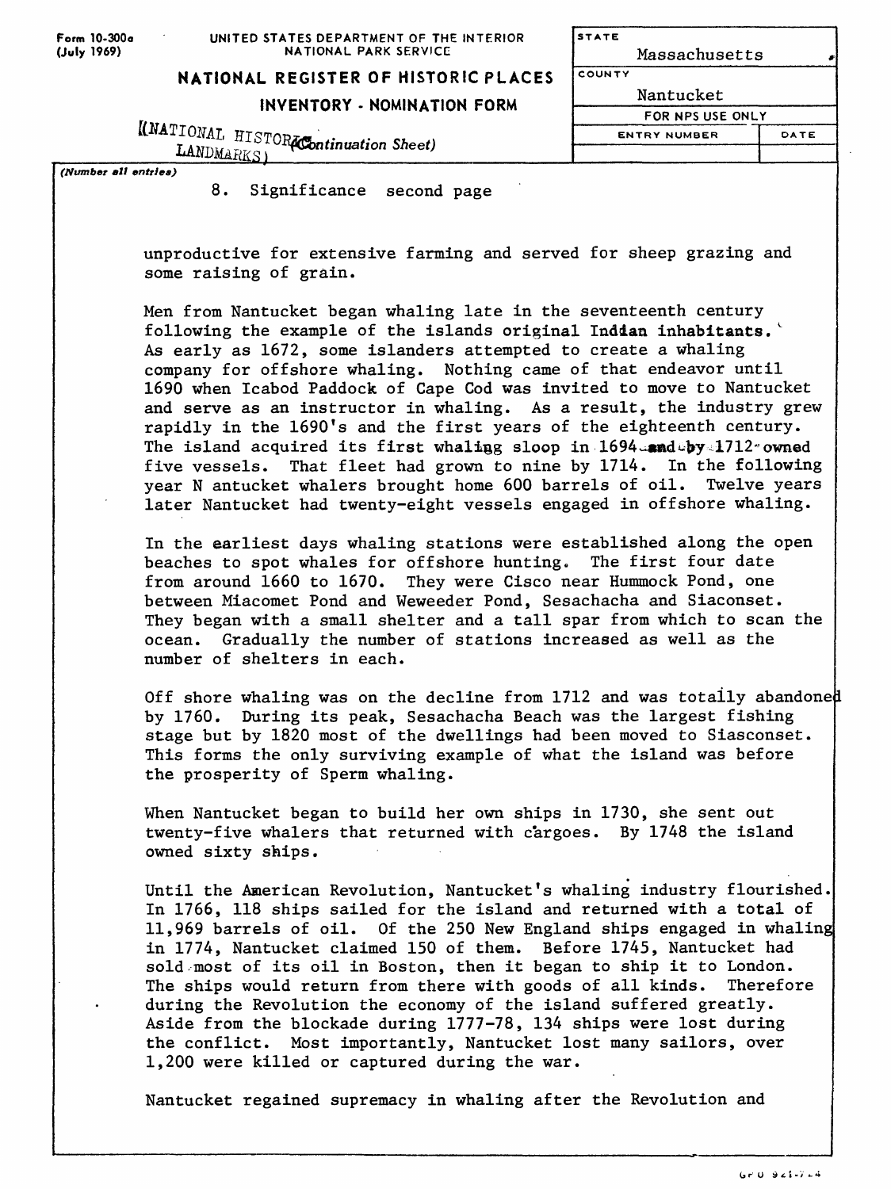Form 10-300a (July 1969)

UNITED STATES DEPARTMENT OF THE INTERIOR
NATIONAL PARK SERVICE

**NATIONAL REGISTER OF HISTORIC PLACES**
**INVENTORY - NOMINATION FORM**

(NATIONAL HISTORIC LANDMARKS) (Continuation Sheet)

| STATE | |
|---|---|
| Massachusetts | |
| COUNTY | |
| Nantucket | |
| FOR NPS USE ONLY | |
| ENTRY NUMBER | DATE |
| | |

(Number all entries)

8. Significance second page

unproductive for extensive farming and served for sheep grazing and some raising of grain.

Men from Nantucket began whaling late in the seventeenth century following the example of the islands original Indian inhabitants. As early as 1672, some islanders attempted to create a whaling company for offshore whaling. Nothing came of that endeavor until 1690 when Icabod Paddock of Cape Cod was invited to move to Nantucket and serve as an instructor in whaling. As a result, the industry grew rapidly in the 1690's and the first years of the eighteenth century. The island acquired its first whaling sloop in 1694 and by 1712 owned five vessels. That fleet had grown to nine by 1714. In the following year N antucket whalers brought home 600 barrels of oil. Twelve years later Nantucket had twenty-eight vessels engaged in offshore whaling.

In the earliest days whaling stations were established along the open beaches to spot whales for offshore hunting. The first four date from around 1660 to 1670. They were Cisco near Hummock Pond, one between Miacomet Pond and Weweeder Pond, Sesachacha and Siaconset. They began with a small shelter and a tall spar from which to scan the ocean. Gradually the number of stations increased as well as the number of shelters in each.

Off shore whaling was on the decline from 1712 and was totally abandoned by 1760. During its peak, Sesachacha Beach was the largest fishing stage but by 1820 most of the dwellings had been moved to Siasconset. This forms the only surviving example of what the island was before the prosperity of Sperm whaling.

When Nantucket began to build her own ships in 1730, she sent out twenty-five whalers that returned with cargoes. By 1748 the island owned sixty ships.

Until the American Revolution, Nantucket's whaling industry flourished. In 1766, 118 ships sailed for the island and returned with a total of 11,969 barrels of oil. Of the 250 New England ships engaged in whaling in 1774, Nantucket claimed 150 of them. Before 1745, Nantucket had sold most of its oil in Boston, then it began to ship it to London. The ships would return from there with goods of all kinds. Therefore during the Revolution the economy of the island suffered greatly. Aside from the blockade during 1777-78, 134 ships were lost during the conflict. Most importantly, Nantucket lost many sailors, over 1,200 were killed or captured during the war.

Nantucket regained supremacy in whaling after the Revolution and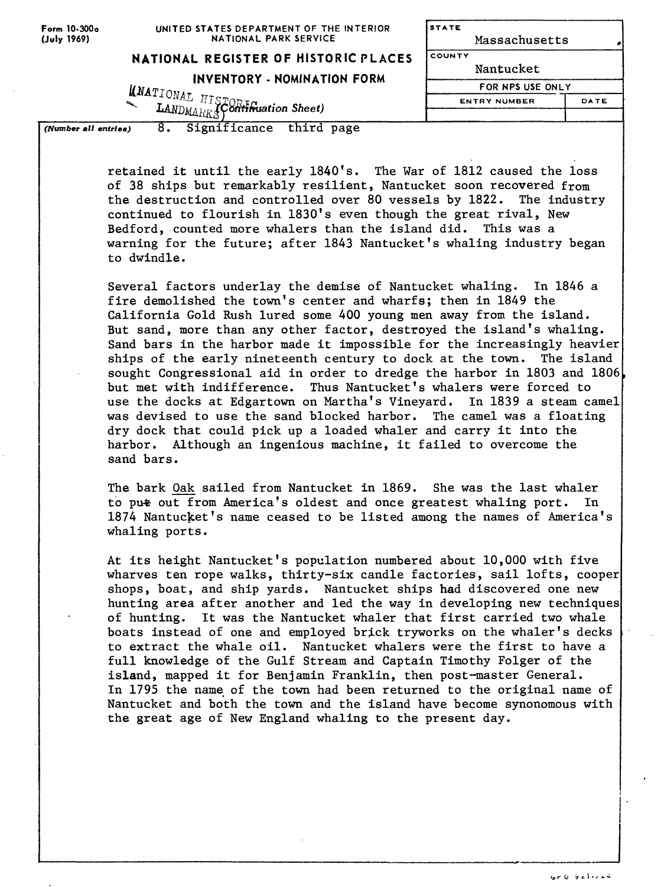Form 10-300a
(July 1969)

UNITED STATES DEPARTMENT OF THE INTERIOR
NATIONAL PARK SERVICE

**NATIONAL REGISTER OF HISTORIC PLACES**
**INVENTORY - NOMINATION FORM**
(NATIONAL HISTORIC LANDMARKS)
*(Continuation Sheet)*

| STATE | |
|---|---|
| Massachusetts | |
| COUNTY | |
| Nantucket | |
| FOR NPS USE ONLY | |
| ENTRY NUMBER | DATE |
| | |

*(Number all entries)* 8. Significance third page

retained it until the early 1840's. The War of 1812 caused the loss of 38 ships but remarkably resilient, Nantucket soon recovered from the destruction and controlled over 80 vessels by 1822. The industry continued to flourish in 1830's even though the great rival, New Bedford, counted more whalers than the island did. This was a warning for the future; after 1843 Nantucket's whaling industry began to dwindle.

Several factors underlay the demise of Nantucket whaling. In 1846 a fire demolished the town's center and wharfs; then in 1849 the California Gold Rush lured some 400 young men away from the island. But sand, more than any other factor, destroyed the island's whaling. Sand bars in the harbor made it impossible for the increasingly heavier ships of the early nineteenth century to dock at the town. The island sought Congressional aid in order to dredge the harbor in 1803 and 1806, but met with indifference. Thus Nantucket's whalers were forced to use the docks at Edgartown on Martha's Vineyard. In 1839 a steam camel was devised to use the sand blocked harbor. The camel was a floating dry dock that could pick up a loaded whaler and carry it into the harbor. Although an ingenious machine, it failed to overcome the sand bars.

The bark Oak sailed from Nantucket in 1869. She was the last whaler to put out from America's oldest and once greatest whaling port. In 1874 Nantucket's name ceased to be listed among the names of America's whaling ports.

At its height Nantucket's population numbered about 10,000 with five wharves ten rope walks, thirty-six candle factories, sail lofts, cooper shops, boat, and ship yards. Nantucket ships had discovered one new hunting area after another and led the way in developing new techniques of hunting. It was the Nantucket whaler that first carried two whale boats instead of one and employed brick tryworks on the whaler's decks to extract the whale oil. Nantucket whalers were the first to have a full knowledge of the Gulf Stream and Captain Timothy Folger of the island, mapped it for Benjamin Franklin, then post-master General. In 1795 the name of the town had been returned to the original name of Nantucket and both the town and the island have become synonomous with the great age of New England whaling to the present day.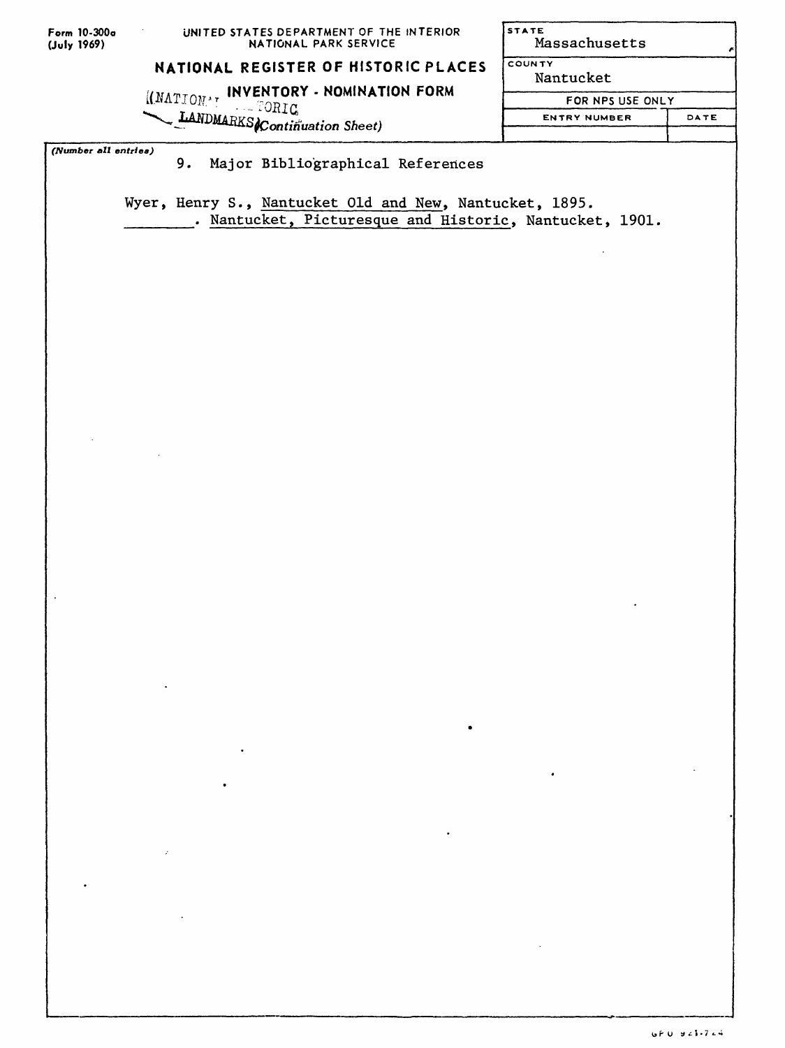Form 10-300a
(July 1969)

UNITED STATES DEPARTMENT OF THE INTERIOR
NATIONAL PARK SERVICE

**NATIONAL REGISTER OF HISTORIC PLACES INVENTORY - NOMINATION FORM**

(NATIONAL HISTORIC LANDMARKS) (Continuation Sheet)

| STATE | |
|---|---|
| Massachusetts | |
| COUNTY | |
| Nantucket | |
| FOR NPS USE ONLY | |
| ENTRY NUMBER | DATE |
| | |

*(Number all entries)*

9. Major Bibliographical References

Wyer, Henry S., Nantucket Old and New, Nantucket, 1895.
_______. Nantucket, Picturesque and Historic, Nantucket, 1901.